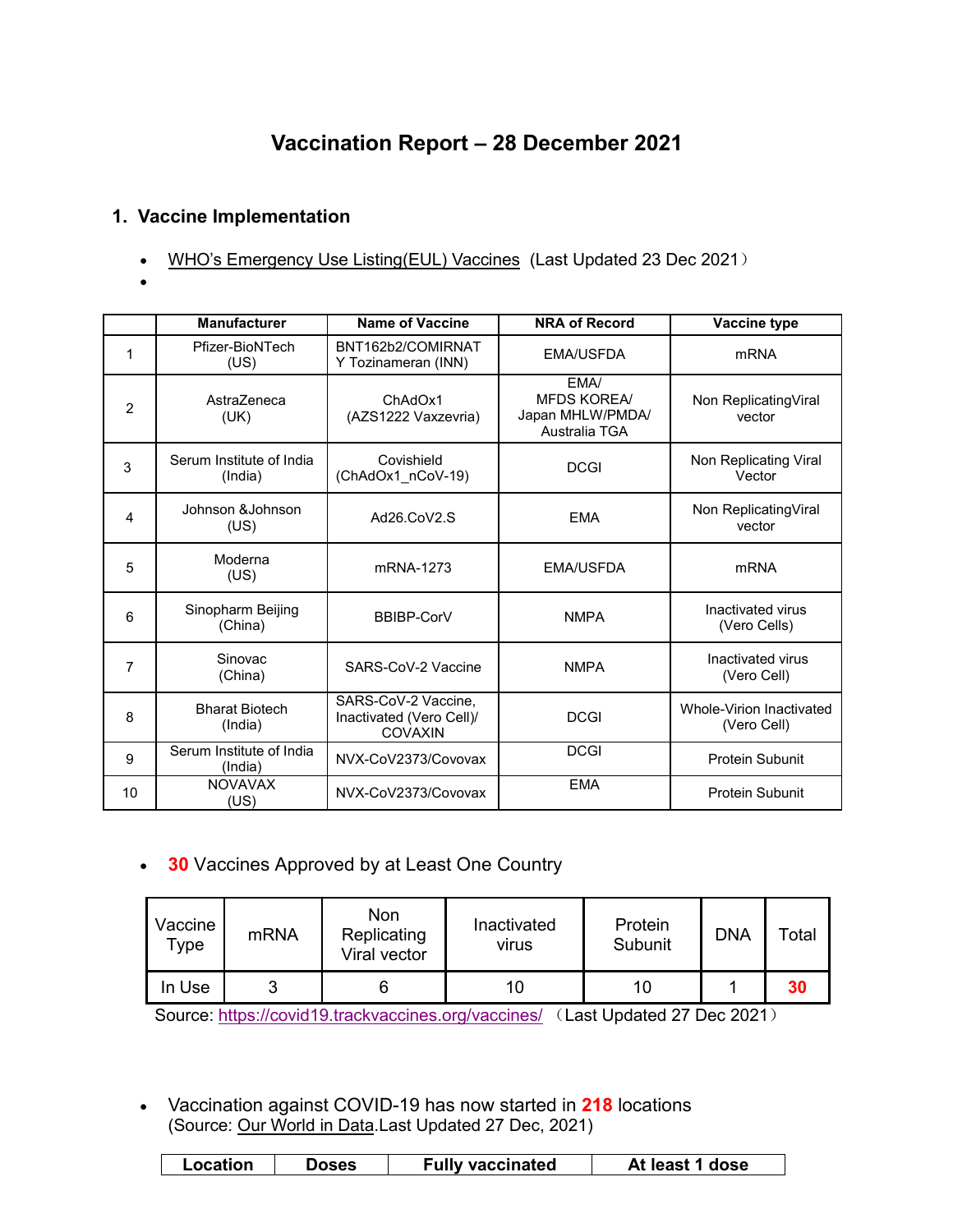# Vaccination Report – 28 December 2021

## 1. Vaccine Implementation

- WHO's Emergency Use Listing(EUL) Vaccines (Last Updated 23 Dec 2021）
- 

| | Manufacturer | Name of Vaccine | NRA of Record | Vaccine type |
|---|---|---|---|---|
| 1 | Pfizer-BioNTech (US) | BNT162b2/COMIRNATY Tozinameran (INN) | EMA/USFDA | mRNA |
| 2 | AstraZeneca (UK) | ChAdOx1 (AZS1222 Vaxzevria) | EMA/ MFDS KOREA/ Japan MHLW/PMDA/ Australia TGA | Non ReplicatingViral vector |
| 3 | Serum Institute of India (India) | Covishield (ChAdOx1_nCoV-19) | DCGI | Non Replicating Viral Vector |
| 4 | Johnson &Johnson (US) | Ad26.CoV2.S | EMA | Non ReplicatingViral vector |
| 5 | Moderna (US) | mRNA-1273 | EMA/USFDA | mRNA |
| 6 | Sinopharm Beijing (China) | BBIBP-CorV | NMPA | Inactivated virus (Vero Cells) |
| 7 | Sinovac (China) | SARS-CoV-2 Vaccine | NMPA | Inactivated virus (Vero Cell) |
| 8 | Bharat Biotech (India) | SARS-CoV-2 Vaccine, Inactivated (Vero Cell)/ COVAXIN | DCGI | Whole-Virion Inactivated (Vero Cell) |
| 9 | Serum Institute of India (India) | NVX-CoV2373/Covovax | DCGI | Protein Subunit |
| 10 | NOVAVAX (US) | NVX-CoV2373/Covovax | EMA | Protein Subunit |

- **30** Vaccines Approved by at Least One Country

| Vaccine Type | mRNA | Non Replicating Viral vector | Inactivated virus | Protein Subunit | DNA | Total |
|---|---|---|---|---|---|---|
| In Use | 3 | 6 | 10 | 10 | 1 | **30** |

Source: https://covid19.trackvaccines.org/vaccines/ （Last Updated 27 Dec 2021）

- Vaccination against COVID-19 has now started in **218** locations
  (Source: Our World in Data.Last Updated 27 Dec, 2021)

| Location | Doses | Fully vaccinated | At least 1 dose |
|---|---|---|---|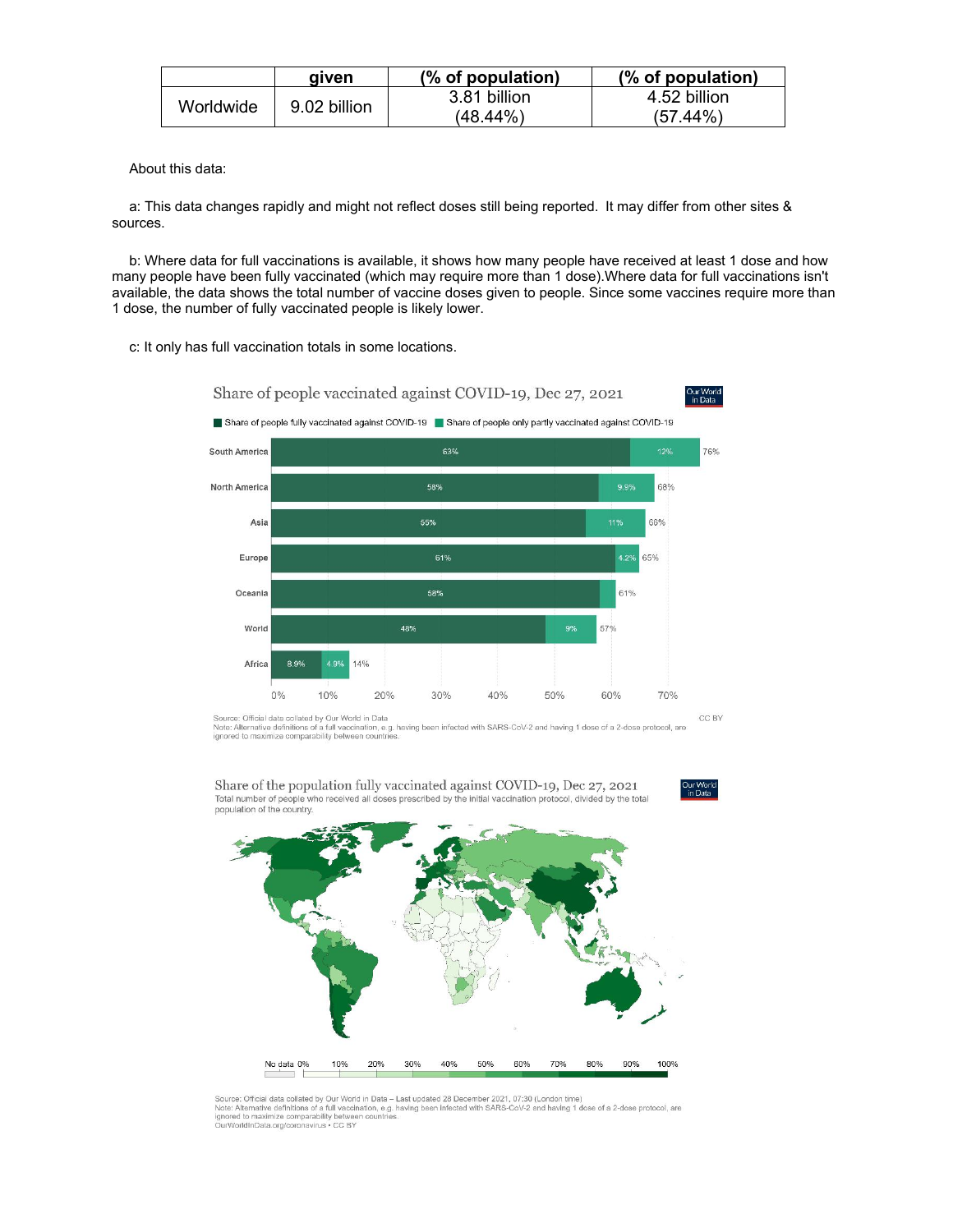| | given | (% of population) | (% of population) |
|---|---|---|---|
| Worldwide | 9.02 billion | 3.81 billion (48.44%) | 4.52 billion (57.44%) |

About this data:

a: This data changes rapidly and might not reflect doses still being reported. It may differ from other sites & sources.

b: Where data for full vaccinations is available, it shows how many people have received at least 1 dose and how many people have been fully vaccinated (which may require more than 1 dose).Where data for full vaccinations isn't available, the data shows the total number of vaccine doses given to people. Since some vaccines require more than 1 dose, the number of fully vaccinated people is likely lower.

c: It only has full vaccination totals in some locations.

Share of people vaccinated against COVID-19, Dec 27, 2021

| Region | Share of people fully vaccinated against COVID-19 | Share of people only partly vaccinated against COVID-19 | Total |
|---|---|---|---|
| South America | 63% | 12% | 76% |
| North America | 58% | 9.9% | 68% |
| Asia | 55% | 11% | 66% |
| Europe | 61% | 4.2% | 65% |
| Oceania | 58% | | 61% |
| World | 48% | 9% | 57% |
| Africa | 8.9% | 4.9% | 14% |

Source: Official data collated by Our World in Data CC BY
Note: Alternative definitions of a full vaccination, e.g. having been infected with SARS-CoV-2 and having 1 dose of a 2-dose protocol, are ignored to maximize comparability between countries.

Share of the population fully vaccinated against COVID-19, Dec 27, 2021
Total number of people who received all doses prescribed by the initial vaccination protocol, divided by the total population of the country.

Source: Official data collated by Our World in Data – Last updated 28 December 2021, 07:30 (London time)
Note: Alternative definitions of a full vaccination, e.g. having been infected with SARS-CoV-2 and having 1 dose of a 2-dose protocol, are ignored to maximize comparability between countries.
OurWorldInData.org/coronavirus • CC BY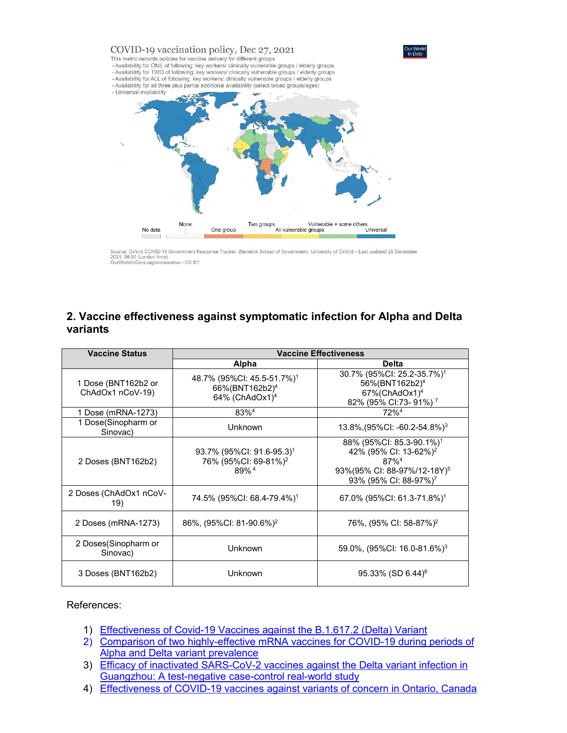COVID-19 vaccination policy, Dec 27, 2021

This metric records policies for vaccine delivery for different groups.

- Availability for ONE of following: key workers/ clinically vulnerable groups / elderly groups
- Availability for TWO of following: key workers/ clinically vulnerable groups / elderly groups
- Availability for ALL of following: key workers/ clinically vulnerable groups / elderly groups
- Availability for all three plus partial additional availability (select broad groups/ages)
- Universal availability

No data | None | One group | Two groups | All vulnerable groups | Vulnerable + some others | Universal

Source: Oxford COVID-19 Government Response Tracker, Blavatnik School of Government, University of Oxford – Last updated 28 December 2021, 08:50 (London time)
OurWorldInData.org/coronavirus • CC BY

## 2. Vaccine effectiveness against symptomatic infection for Alpha and Delta variants

| Vaccine Status | Vaccine Effectiveness | |
|---|---|---|
| | Alpha | Delta |
| 1 Dose (BNT162b2 or ChAdOx1 nCoV-19) | 48.7% (95%CI: 45.5-51.7%)[1]<br>66%(BNT162b2)[4]<br>64% (ChAdOx1)[4] | 30.7% (95%CI: 25.2-35.7%)[1]<br>56%(BNT162b2)[4]<br>67%(ChAdOx1)[4]<br>82% (95% CI:73- 91%)[7] |
| 1 Dose (mRNA-1273) | 83%[4] | 72%[4] |
| 1 Dose(Sinopharm or Sinovac) | Unknown | 13.8%,(95%CI: -60.2-54.8%)[3] |
| 2 Doses (BNT162b2) | 93.7% (95%CI: 91.6-95.3)[1]<br>76% (95%CI: 69-81%)[2]<br>89%[4] | 88% (95%CI: 85.3-90.1%)[1]<br>42% (95% CI: 13-62%)[2]<br>87%[4]<br>93%(95% CI: 88-97%/12-18Y)[5]<br>93% (95% CI: 88-97%)[7] |
| 2 Doses (ChAdOx1 nCoV-19) | 74.5% (95%CI: 68.4-79.4%)[1] | 67.0% (95%CI: 61.3-71.8%)[1] |
| 2 Doses (mRNA-1273) | 86%, (95%CI: 81-90.6%)[2] | 76%, (95% CI: 58-87%)[2] |
| 2 Doses(Sinopharm or Sinovac) | Unknown | 59.0%, (95%CI: 16.0-81.6%)[3] |
| 3 Doses (BNT162b2) | Unknown | 95.33% (SD 6.44)[6] |

References:

1) Effectiveness of Covid-19 Vaccines against the B.1.617.2 (Delta) Variant
2) Comparison of two highly-effective mRNA vaccines for COVID-19 during periods of Alpha and Delta variant prevalence
3) Efficacy of inactivated SARS-CoV-2 vaccines against the Delta variant infection in Guangzhou: A test-negative case-control real-world study
4) Effectiveness of COVID-19 vaccines against variants of concern in Ontario, Canada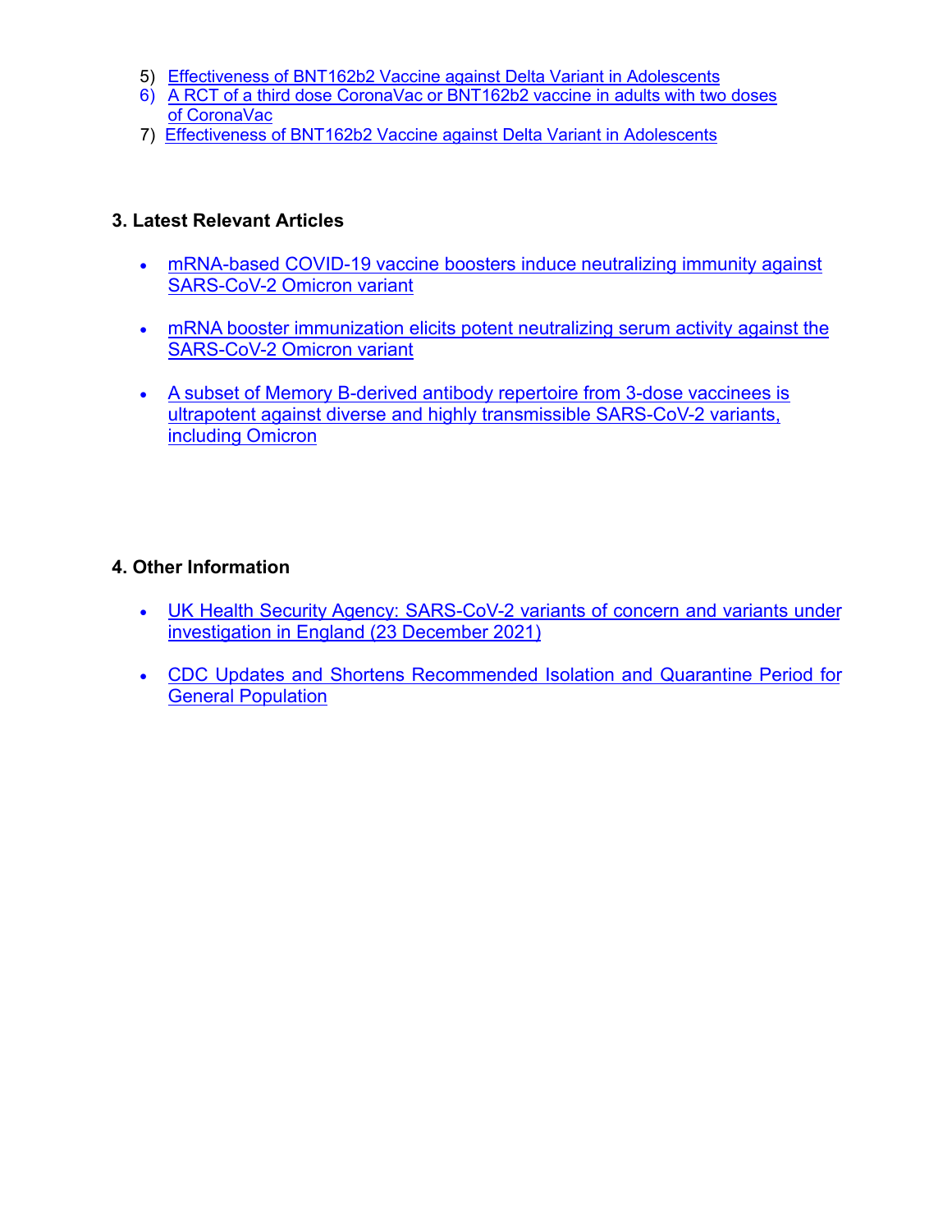5) Effectiveness of BNT162b2 Vaccine against Delta Variant in Adolescents
6) A RCT of a third dose CoronaVac or BNT162b2 vaccine in adults with two doses of CoronaVac
7) Effectiveness of BNT162b2 Vaccine against Delta Variant in Adolescents

## 3. Latest Relevant Articles

- mRNA-based COVID-19 vaccine boosters induce neutralizing immunity against SARS-CoV-2 Omicron variant
- mRNA booster immunization elicits potent neutralizing serum activity against the SARS-CoV-2 Omicron variant
- A subset of Memory B-derived antibody repertoire from 3-dose vaccinees is ultrapotent against diverse and highly transmissible SARS-CoV-2 variants, including Omicron

## 4. Other Information

- UK Health Security Agency: SARS-CoV-2 variants of concern and variants under investigation in England (23 December 2021)
- CDC Updates and Shortens Recommended Isolation and Quarantine Period for General Population